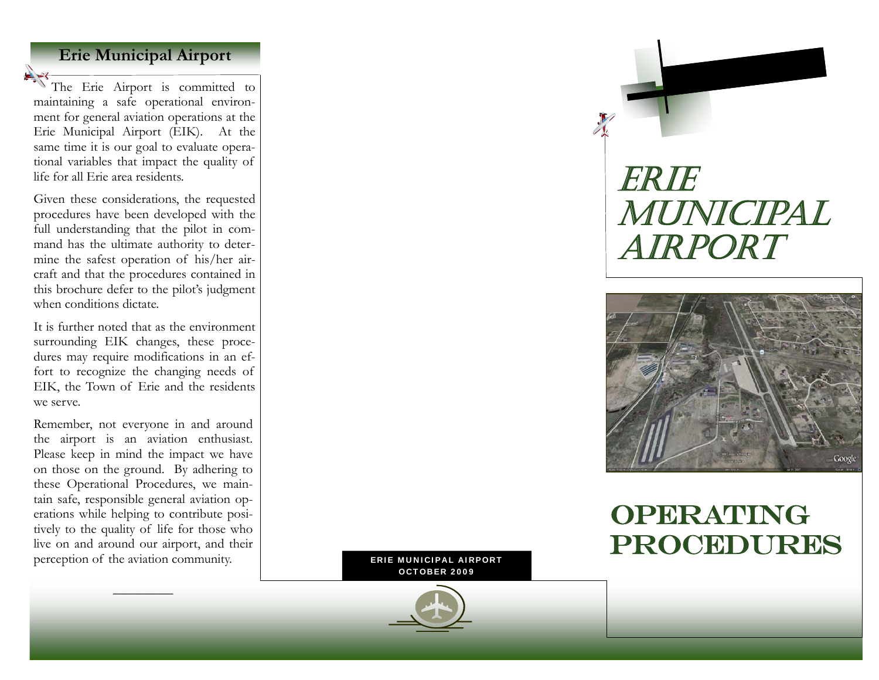## Erie Municipal Airport

The Erie Airport is committed to maintaining a safe operational environment for general aviation operations at the Erie Municipal Airport (EIK). At the same time it is our goal to evaluate operational variables that impact the quality of life for all Erie area residents.

Given these considerations, the requested procedures have been developed with the full understanding that the pilot in command has the ultimate authority to determine the safest operation of his/her aircraft and that the procedures contained in this brochure defer to the pilot's judgment when conditions dictate.

It is further noted that as the environment surrounding EIK changes, these procedures may require modifications in an effort to recognize the changing needs of EIK, the Town of Erie and the residents we serve.

Remember, not everyone in and around the airport is an aviation enthusiast. Please keep in mind the impact we have on those on the ground. By adhering to these Operational Procedures, we maintain safe, responsible general aviation operations while helping to contribute positively to the quality of life for those who live on and around our airport, and their perception of the aviation community.

**ERIE MUNICIPAL AIRPORT**
**OCTOBER 2009**

# ERIE MUNICIPAL AIRPORT

# OPERATING PROCEDURES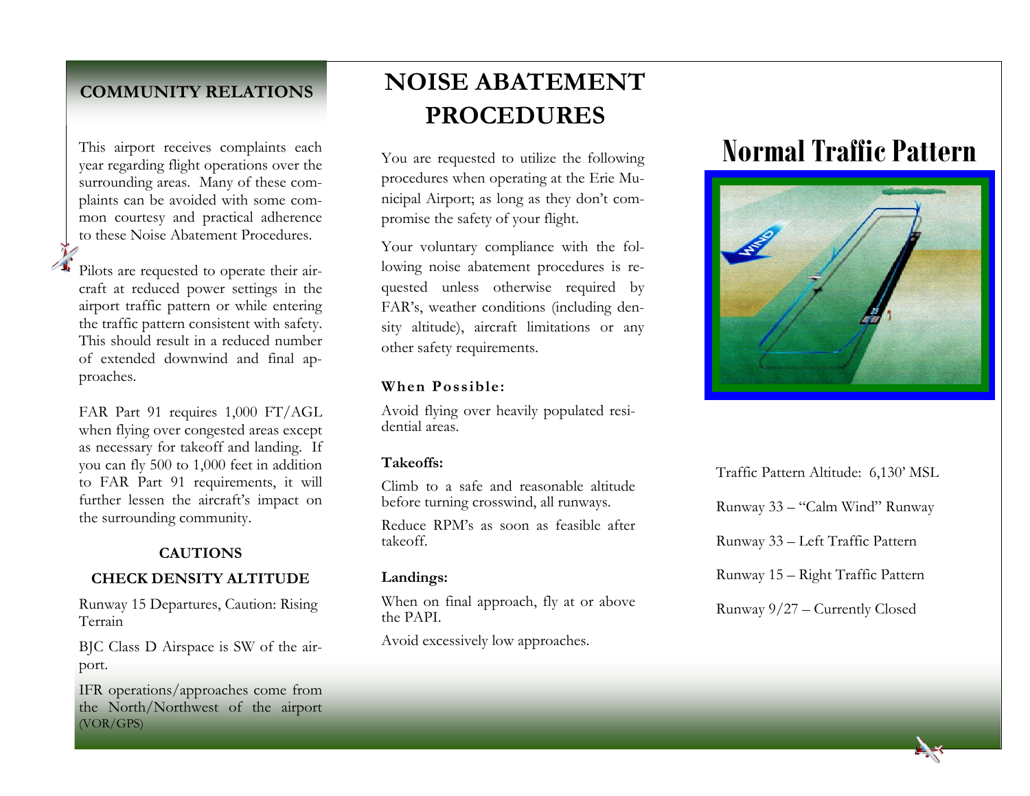## COMMUNITY RELATIONS

This airport receives complaints each year regarding flight operations over the surrounding areas. Many of these complaints can be avoided with some common courtesy and practical adherence to these Noise Abatement Procedures.

Pilots are requested to operate their aircraft at reduced power settings in the airport traffic pattern or while entering the traffic pattern consistent with safety. This should result in a reduced number of extended downwind and final approaches.

FAR Part 91 requires 1,000 FT/AGL when flying over congested areas except as necessary for takeoff and landing. If you can fly 500 to 1,000 feet in addition to FAR Part 91 requirements, it will further lessen the aircraft's impact on the surrounding community.

### CAUTIONS

### CHECK DENSITY ALTITUDE

Runway 15 Departures, Caution: Rising Terrain

BJC Class D Airspace is SW of the airport.

IFR operations/approaches come from the North/Northwest of the airport (VOR/GPS)

# NOISE ABATEMENT PROCEDURES

You are requested to utilize the following procedures when operating at the Erie Municipal Airport; as long as they don't compromise the safety of your flight.

Your voluntary compliance with the following noise abatement procedures is requested unless otherwise required by FAR's, weather conditions (including density altitude), aircraft limitations or any other safety requirements.

**When Possible:**

Avoid flying over heavily populated residential areas.

**Takeoffs:**

Climb to a safe and reasonable altitude before turning crosswind, all runways.

Reduce RPM's as soon as feasible after takeoff.

**Landings:**

When on final approach, fly at or above the PAPI.

Avoid excessively low approaches.

# Normal Traffic Pattern

WIND

Traffic Pattern Altitude: 6,130' MSL

Runway 33 – "Calm Wind" Runway

Runway 33 – Left Traffic Pattern

Runway 15 – Right Traffic Pattern

Runway 9/27 – Currently Closed